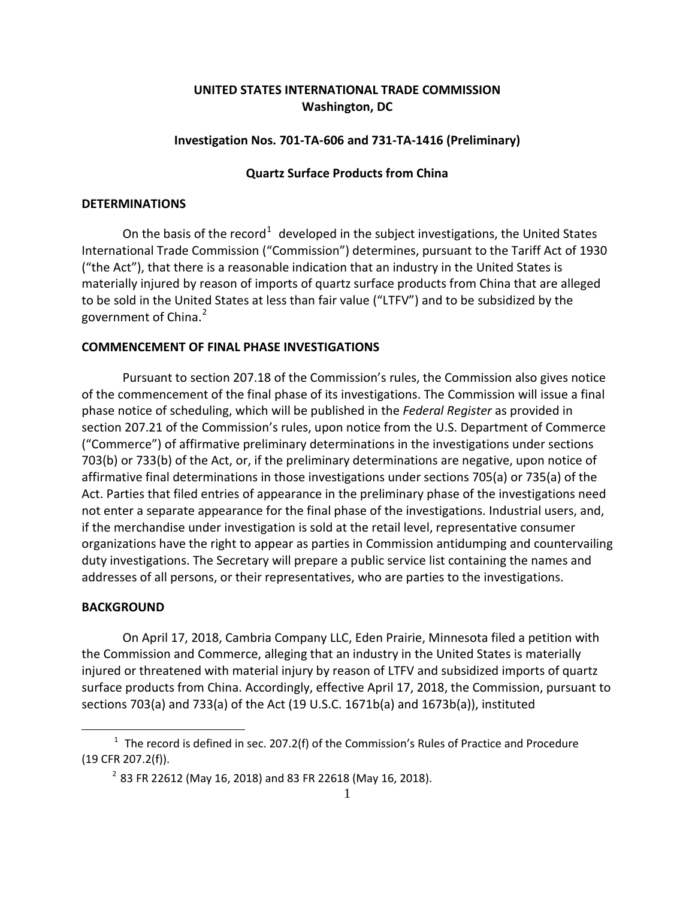**UNITED STATES INTERNATIONAL TRADE COMMISSION**
**Washington, DC**

**Investigation Nos. 701-TA-606 and 731-TA-1416 (Preliminary)**

**Quartz Surface Products from China**

## DETERMINATIONS

On the basis of the record[1] developed in the subject investigations, the United States International Trade Commission ("Commission") determines, pursuant to the Tariff Act of 1930 ("the Act"), that there is a reasonable indication that an industry in the United States is materially injured by reason of imports of quartz surface products from China that are alleged to be sold in the United States at less than fair value ("LTFV") and to be subsidized by the government of China.[2]

## COMMENCEMENT OF FINAL PHASE INVESTIGATIONS

Pursuant to section 207.18 of the Commission's rules, the Commission also gives notice of the commencement of the final phase of its investigations. The Commission will issue a final phase notice of scheduling, which will be published in the *Federal Register* as provided in section 207.21 of the Commission's rules, upon notice from the U.S. Department of Commerce ("Commerce") of affirmative preliminary determinations in the investigations under sections 703(b) or 733(b) of the Act, or, if the preliminary determinations are negative, upon notice of affirmative final determinations in those investigations under sections 705(a) or 735(a) of the Act. Parties that filed entries of appearance in the preliminary phase of the investigations need not enter a separate appearance for the final phase of the investigations. Industrial users, and, if the merchandise under investigation is sold at the retail level, representative consumer organizations have the right to appear as parties in Commission antidumping and countervailing duty investigations. The Secretary will prepare a public service list containing the names and addresses of all persons, or their representatives, who are parties to the investigations.

## BACKGROUND

On April 17, 2018, Cambria Company LLC, Eden Prairie, Minnesota filed a petition with the Commission and Commerce, alleging that an industry in the United States is materially injured or threatened with material injury by reason of LTFV and subsidized imports of quartz surface products from China. Accordingly, effective April 17, 2018, the Commission, pursuant to sections 703(a) and 733(a) of the Act (19 U.S.C. 1671b(a) and 1673b(a)), instituted

---

[1] The record is defined in sec. 207.2(f) of the Commission's Rules of Practice and Procedure (19 CFR 207.2(f)).

[2] 83 FR 22612 (May 16, 2018) and 83 FR 22618 (May 16, 2018).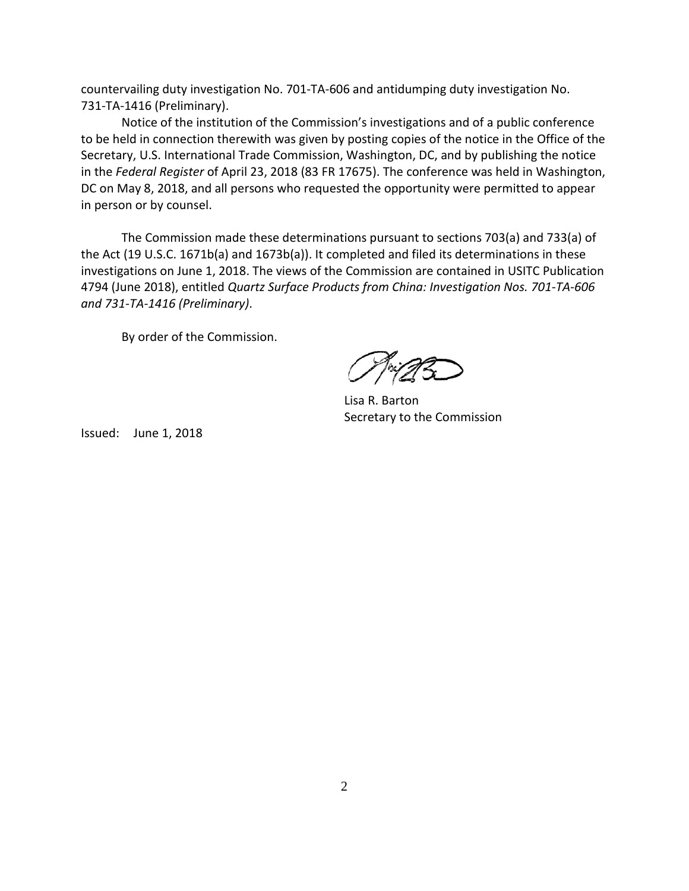countervailing duty investigation No. 701-TA-606 and antidumping duty investigation No. 731-TA-1416 (Preliminary).

Notice of the institution of the Commission's investigations and of a public conference to be held in connection therewith was given by posting copies of the notice in the Office of the Secretary, U.S. International Trade Commission, Washington, DC, and by publishing the notice in the *Federal Register* of April 23, 2018 (83 FR 17675). The conference was held in Washington, DC on May 8, 2018, and all persons who requested the opportunity were permitted to appear in person or by counsel.

The Commission made these determinations pursuant to sections 703(a) and 733(a) of the Act (19 U.S.C. 1671b(a) and 1673b(a)). It completed and filed its determinations in these investigations on June 1, 2018. The views of the Commission are contained in USITC Publication 4794 (June 2018), entitled *Quartz Surface Products from China: Investigation Nos. 701-TA-606 and 731-TA-1416 (Preliminary)*.

By order of the Commission.

Lisa R. Barton
Secretary to the Commission

Issued: June 1, 2018